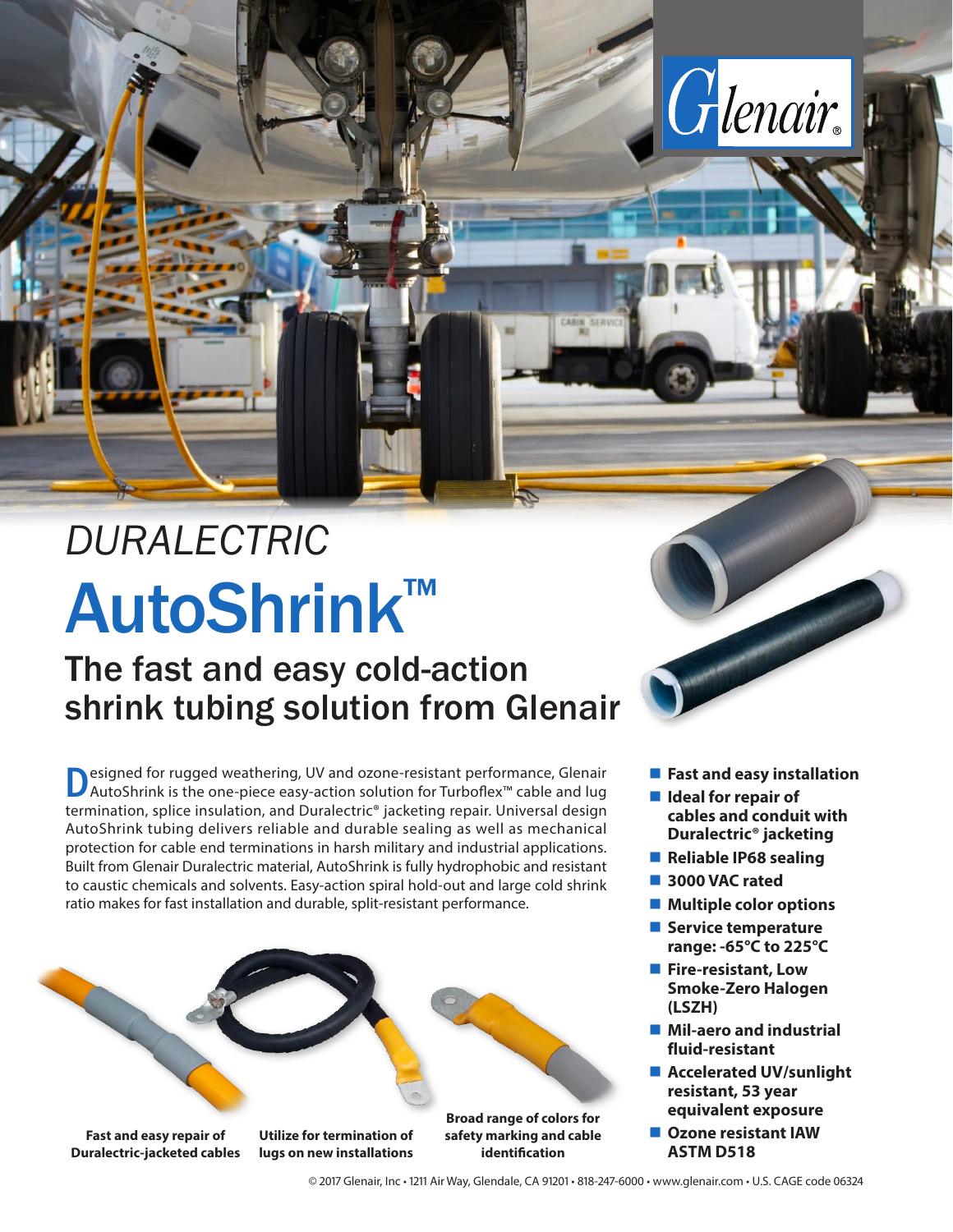# *DURALECTRIC*

# AutoShrink™

## The fast and easy cold-action shrink tubing solution from Glenair

Designed for rugged weathering, UV and ozone-resistant performance, Glenair AutoShrink is the one-piece easy-action solution for Turboflex™ cable and lug termination, splice insulation, and Duralectric® jacketing repair. Universal design AutoShrink tubing delivers reliable and durable sealing as well as mechanical protection for cable end terminations in harsh military and industrial applications. Built from Glenair Duralectric material, AutoShrink is fully hydrophobic and resistant to caustic chemicals and solvents. Easy-action spiral hold-out and large cold shrink ratio makes for fast installation and durable, split-resistant performance.

- **Fast and easy installation**
- **Ideal for repair of cables and conduit with Duralectric® jacketing**
- **Reliable IP68 sealing**
- **3000 VAC rated**
- **Multiple color options**
- **Service temperature range: -65°C to 225°C**
- **Fire-resistant, Low Smoke-Zero Halogen (LSZH)**
- **Mil-aero and industrial fluid-resistant**
- **Accelerated UV/sunlight resistant, 53 year equivalent exposure**
- **Ozone resistant IAW ASTM D518**

**Fast and easy repair of Duralectric-jacketed cables**

**Utilize for termination of lugs on new installations**

**Broad range of colors for safety marking and cable identification**

© 2017 Glenair, Inc • 1211 Air Way, Glendale, CA 91201 • 818-247-6000 • www.glenair.com • U.S. CAGE code 06324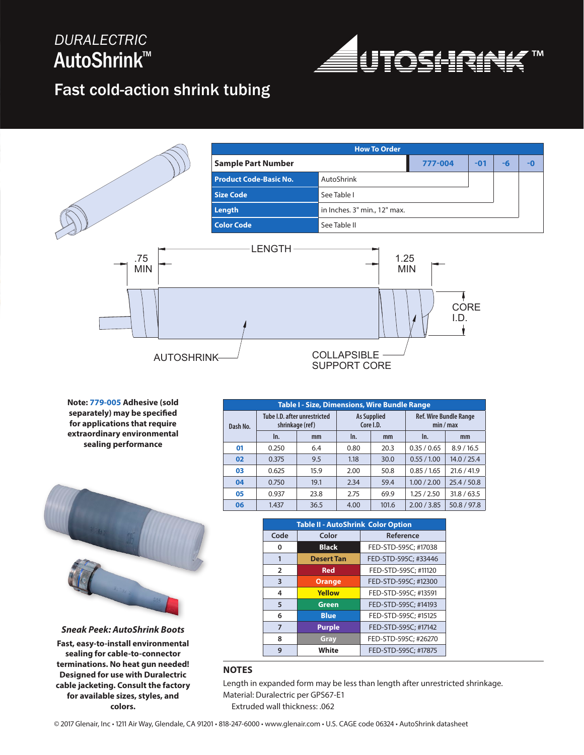*DURALECTRIC*
# AutoShrink™

## Fast cold-action shrink tubing

AUTOSHRINK™

| How To Order | | | | |
|---|---|---|---|---|
| **Sample Part Number** | 777-004 | -01 | -6 | -0 |
| **Product Code-Basic No.** | AutoShrink | | | |
| **Size Code** | See Table I | | | |
| **Length** | in Inches. 3" min., 12" max. | | | |
| **Color Code** | See Table II | | | |

LENGTH
.75 MIN
1.25 MIN
CORE I.D.
AUTOSHRINK
COLLAPSIBLE SUPPORT CORE

**Note: 779-005 Adhesive (sold separately) may be specified for applications that require extraordinary environmental sealing performance**

**Table I - Size, Dimensions, Wire Bundle Range**

| Dash No. | Tube I.D. after unrestricted shrinkage (ref) | | As Supplied Core I.D. | | Ref. Wire Bundle Range min / max | |
|---|---|---|---|---|---|---|
| | In. | mm | In. | mm | In. | mm |
| 01 | 0.250 | 6.4 | 0.80 | 20.3 | 0.35 / 0.65 | 8.9 / 16.5 |
| 02 | 0.375 | 9.5 | 1.18 | 30.0 | 0.55 / 1.00 | 14.0 / 25.4 |
| 03 | 0.625 | 15.9 | 2.00 | 50.8 | 0.85 / 1.65 | 21.6 / 41.9 |
| 04 | 0.750 | 19.1 | 2.34 | 59.4 | 1.00 / 2.00 | 25.4 / 50.8 |
| 05 | 0.937 | 23.8 | 2.75 | 69.9 | 1.25 / 2.50 | 31.8 / 63.5 |
| 06 | 1.437 | 36.5 | 4.00 | 101.6 | 2.00 / 3.85 | 50.8 / 97.8 |

**Table II - AutoShrink Color Option**

| Code | Color | Reference |
|---|---|---|
| 0 | Black | FED-STD-595C; #17038 |
| 1 | Desert Tan | FED-STD-595C; #33446 |
| 2 | Red | FED-STD-595C; #11120 |
| 3 | Orange | FED-STD-595C; #12300 |
| 4 | Yellow | FED-STD-595C; #13591 |
| 5 | Green | FED-STD-595C; #14193 |
| 6 | Blue | FED-STD-595C; #15125 |
| 7 | Purple | FED-STD-595C; #17142 |
| 8 | Gray | FED-STD-595C; #26270 |
| 9 | White | FED-STD-595C; #17875 |

***Sneak Peek: AutoShrink Boots***

**Fast, easy-to-install environmental sealing for cable-to-connector terminations. No heat gun needed! Designed for use with Duralectric cable jacketing. Consult the factory for available sizes, styles, and colors.**

### NOTES

Length in expanded form may be less than length after unrestricted shrinkage.
Material: Duralectric per GPS67-E1
Extruded wall thickness: .062

© 2017 Glenair, Inc • 1211 Air Way, Glendale, CA 91201 • 818-247-6000 • www.glenair.com • U.S. CAGE code 06324 • AutoShrink datasheet